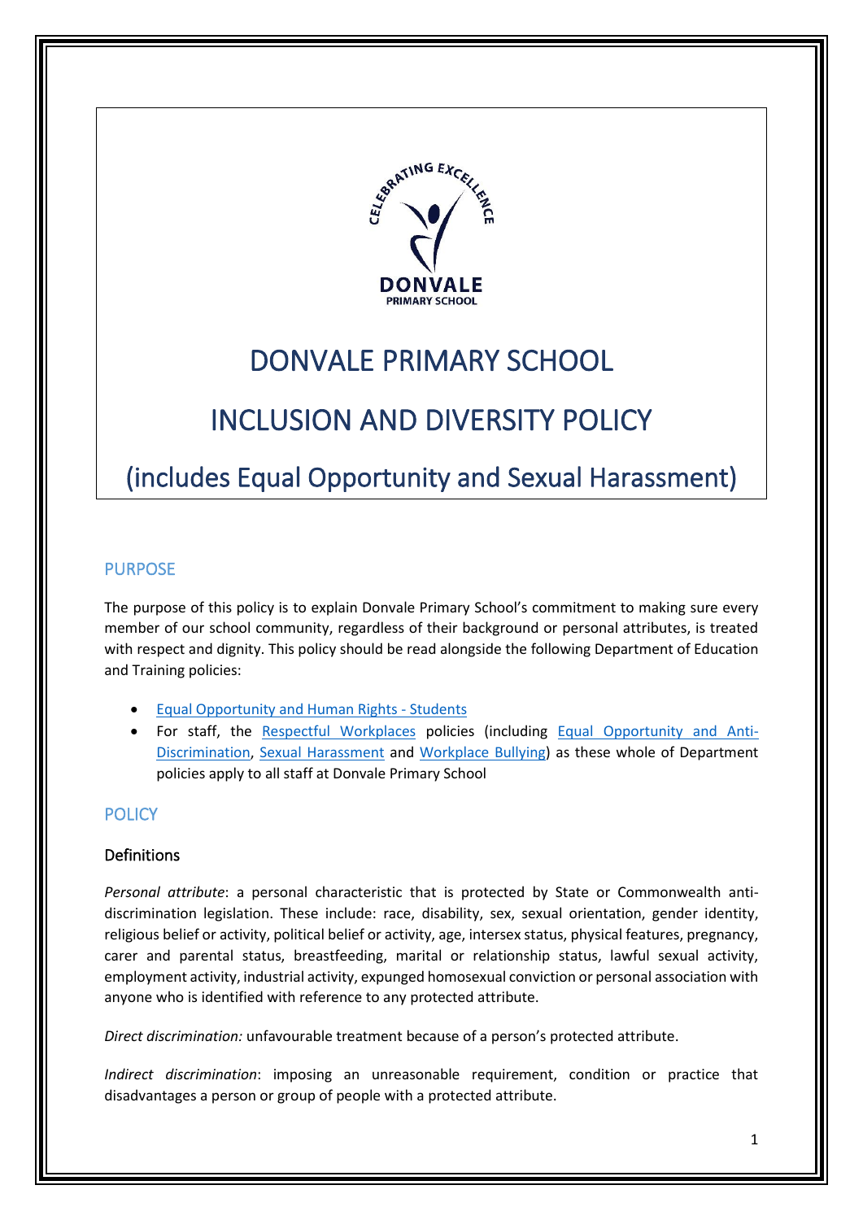# DONVALE PRIMARY SCHOOL

# INCLUSION AND DIVERSITY POLICY

# (includes Equal Opportunity and Sexual Harassment)

## PURPOSE

The purpose of this policy is to explain Donvale Primary School's commitment to making sure every member of our school community, regardless of their background or personal attributes, is treated with respect and dignity. This policy should be read alongside the following Department of Education and Training policies:

- Equal Opportunity and Human Rights - Students
- For staff, the Respectful Workplaces policies (including Equal Opportunity and Anti-Discrimination, Sexual Harassment and Workplace Bullying) as these whole of Department policies apply to all staff at Donvale Primary School

## POLICY

### Definitions

*Personal attribute*: a personal characteristic that is protected by State or Commonwealth anti-discrimination legislation. These include: race, disability, sex, sexual orientation, gender identity, religious belief or activity, political belief or activity, age, intersex status, physical features, pregnancy, carer and parental status, breastfeeding, marital or relationship status, lawful sexual activity, employment activity, industrial activity, expunged homosexual conviction or personal association with anyone who is identified with reference to any protected attribute.

*Direct discrimination:* unfavourable treatment because of a person's protected attribute.

*Indirect discrimination*: imposing an unreasonable requirement, condition or practice that disadvantages a person or group of people with a protected attribute.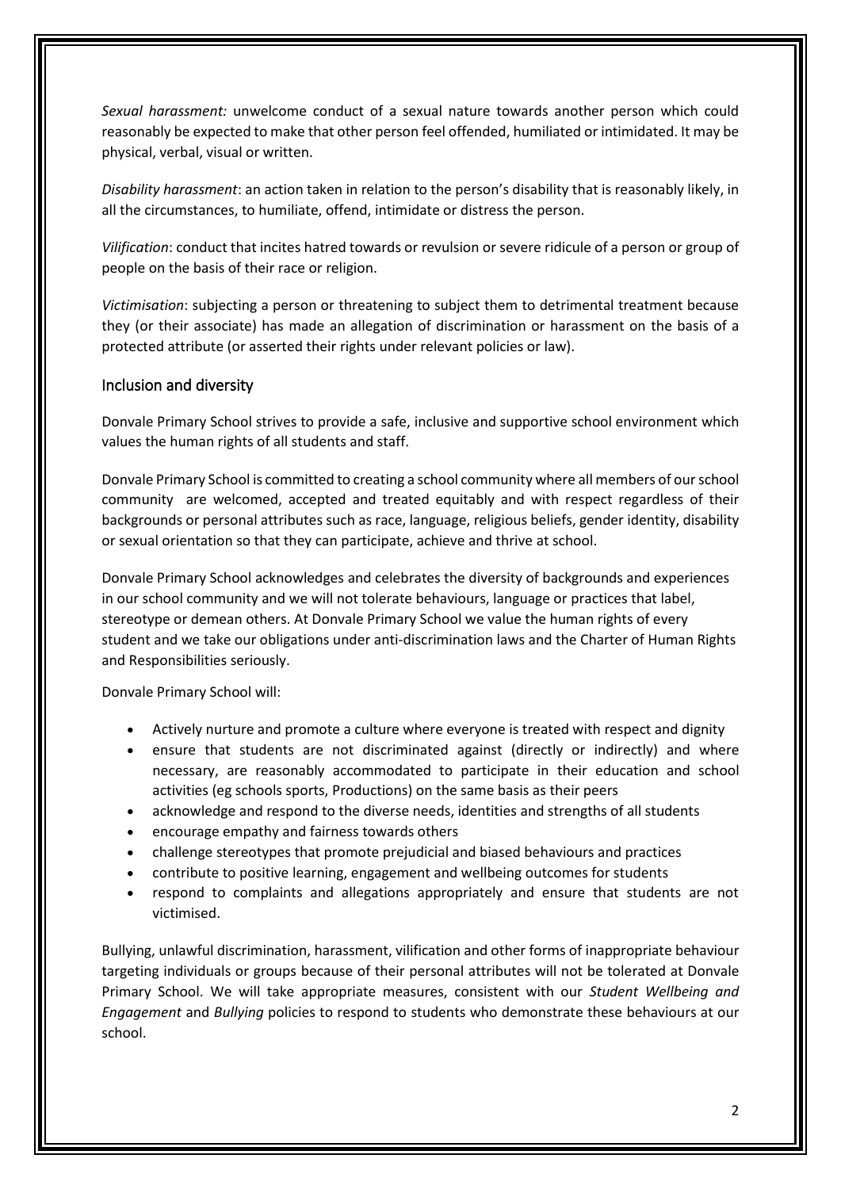*Sexual harassment:* unwelcome conduct of a sexual nature towards another person which could reasonably be expected to make that other person feel offended, humiliated or intimidated. It may be physical, verbal, visual or written.

*Disability harassment*: an action taken in relation to the person's disability that is reasonably likely, in all the circumstances, to humiliate, offend, intimidate or distress the person.

*Vilification*: conduct that incites hatred towards or revulsion or severe ridicule of a person or group of people on the basis of their race or religion.

*Victimisation*: subjecting a person or threatening to subject them to detrimental treatment because they (or their associate) has made an allegation of discrimination or harassment on the basis of a protected attribute (or asserted their rights under relevant policies or law).

## Inclusion and diversity

Donvale Primary School strives to provide a safe, inclusive and supportive school environment which values the human rights of all students and staff.

Donvale Primary School is committed to creating a school community where all members of our school community are welcomed, accepted and treated equitably and with respect regardless of their backgrounds or personal attributes such as race, language, religious beliefs, gender identity, disability or sexual orientation so that they can participate, achieve and thrive at school.

Donvale Primary School acknowledges and celebrates the diversity of backgrounds and experiences in our school community and we will not tolerate behaviours, language or practices that label, stereotype or demean others. At Donvale Primary School we value the human rights of every student and we take our obligations under anti-discrimination laws and the Charter of Human Rights and Responsibilities seriously.

Donvale Primary School will:

- Actively nurture and promote a culture where everyone is treated with respect and dignity
- ensure that students are not discriminated against (directly or indirectly) and where necessary, are reasonably accommodated to participate in their education and school activities (eg schools sports, Productions) on the same basis as their peers
- acknowledge and respond to the diverse needs, identities and strengths of all students
- encourage empathy and fairness towards others
- challenge stereotypes that promote prejudicial and biased behaviours and practices
- contribute to positive learning, engagement and wellbeing outcomes for students
- respond to complaints and allegations appropriately and ensure that students are not victimised.

Bullying, unlawful discrimination, harassment, vilification and other forms of inappropriate behaviour targeting individuals or groups because of their personal attributes will not be tolerated at Donvale Primary School. We will take appropriate measures, consistent with our *Student Wellbeing and Engagement* and *Bullying* policies to respond to students who demonstrate these behaviours at our school.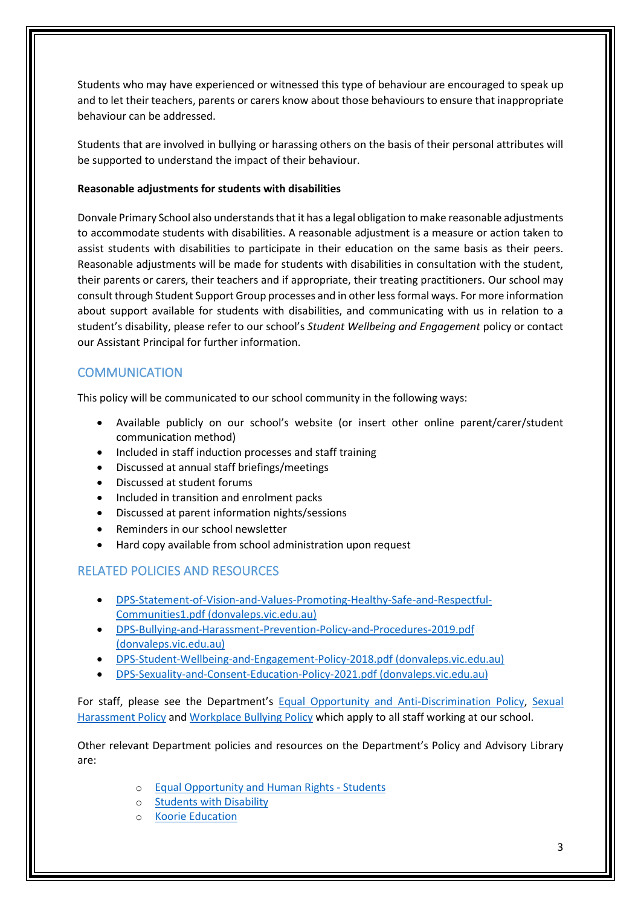Students who may have experienced or witnessed this type of behaviour are encouraged to speak up and to let their teachers, parents or carers know about those behaviours to ensure that inappropriate behaviour can be addressed.

Students that are involved in bullying or harassing others on the basis of their personal attributes will be supported to understand the impact of their behaviour.

**Reasonable adjustments for students with disabilities**

Donvale Primary School also understands that it has a legal obligation to make reasonable adjustments to accommodate students with disabilities. A reasonable adjustment is a measure or action taken to assist students with disabilities to participate in their education on the same basis as their peers. Reasonable adjustments will be made for students with disabilities in consultation with the student, their parents or carers, their teachers and if appropriate, their treating practitioners. Our school may consult through Student Support Group processes and in other less formal ways. For more information about support available for students with disabilities, and communicating with us in relation to a student's disability, please refer to our school's *Student Wellbeing and Engagement* policy or contact our Assistant Principal for further information.

## COMMUNICATION

This policy will be communicated to our school community in the following ways:

- Available publicly on our school's website (or insert other online parent/carer/student communication method)
- Included in staff induction processes and staff training
- Discussed at annual staff briefings/meetings
- Discussed at student forums
- Included in transition and enrolment packs
- Discussed at parent information nights/sessions
- Reminders in our school newsletter
- Hard copy available from school administration upon request

## RELATED POLICIES AND RESOURCES

- DPS-Statement-of-Vision-and-Values-Promoting-Healthy-Safe-and-Respectful-Communities1.pdf (donvaleps.vic.edu.au)
- DPS-Bullying-and-Harassment-Prevention-Policy-and-Procedures-2019.pdf (donvaleps.vic.edu.au)
- DPS-Student-Wellbeing-and-Engagement-Policy-2018.pdf (donvaleps.vic.edu.au)
- DPS-Sexuality-and-Consent-Education-Policy-2021.pdf (donvaleps.vic.edu.au)

For staff, please see the Department's Equal Opportunity and Anti-Discrimination Policy, Sexual Harassment Policy and Workplace Bullying Policy which apply to all staff working at our school.

Other relevant Department policies and resources on the Department's Policy and Advisory Library are:

- Equal Opportunity and Human Rights - Students
- Students with Disability
- Koorie Education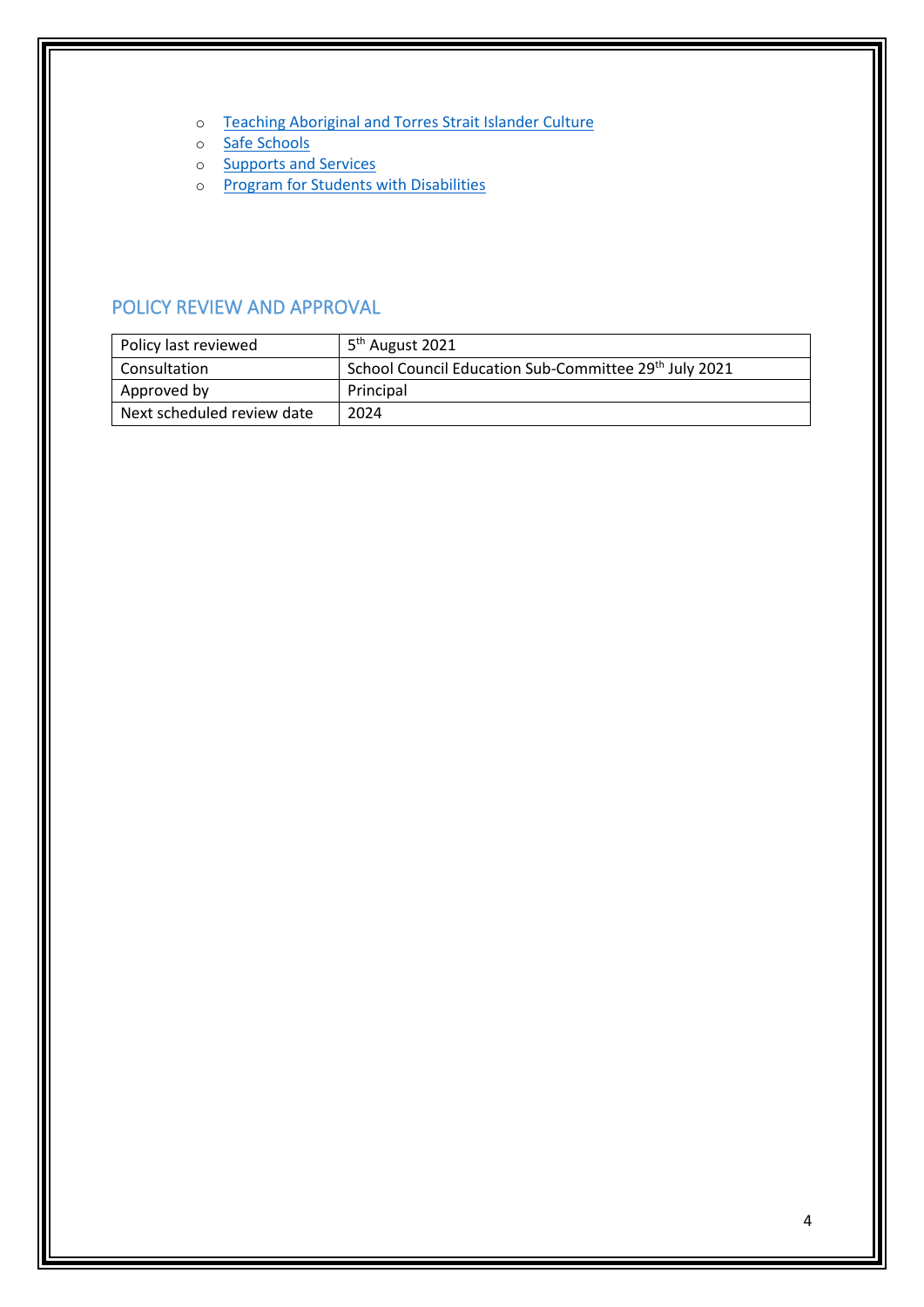- Teaching Aboriginal and Torres Strait Islander Culture
- Safe Schools
- Supports and Services
- Program for Students with Disabilities

## POLICY REVIEW AND APPROVAL

| | |
|---|---|
| Policy last reviewed | 5th August 2021 |
| Consultation | School Council Education Sub-Committee 29th July 2021 |
| Approved by | Principal |
| Next scheduled review date | 2024 |